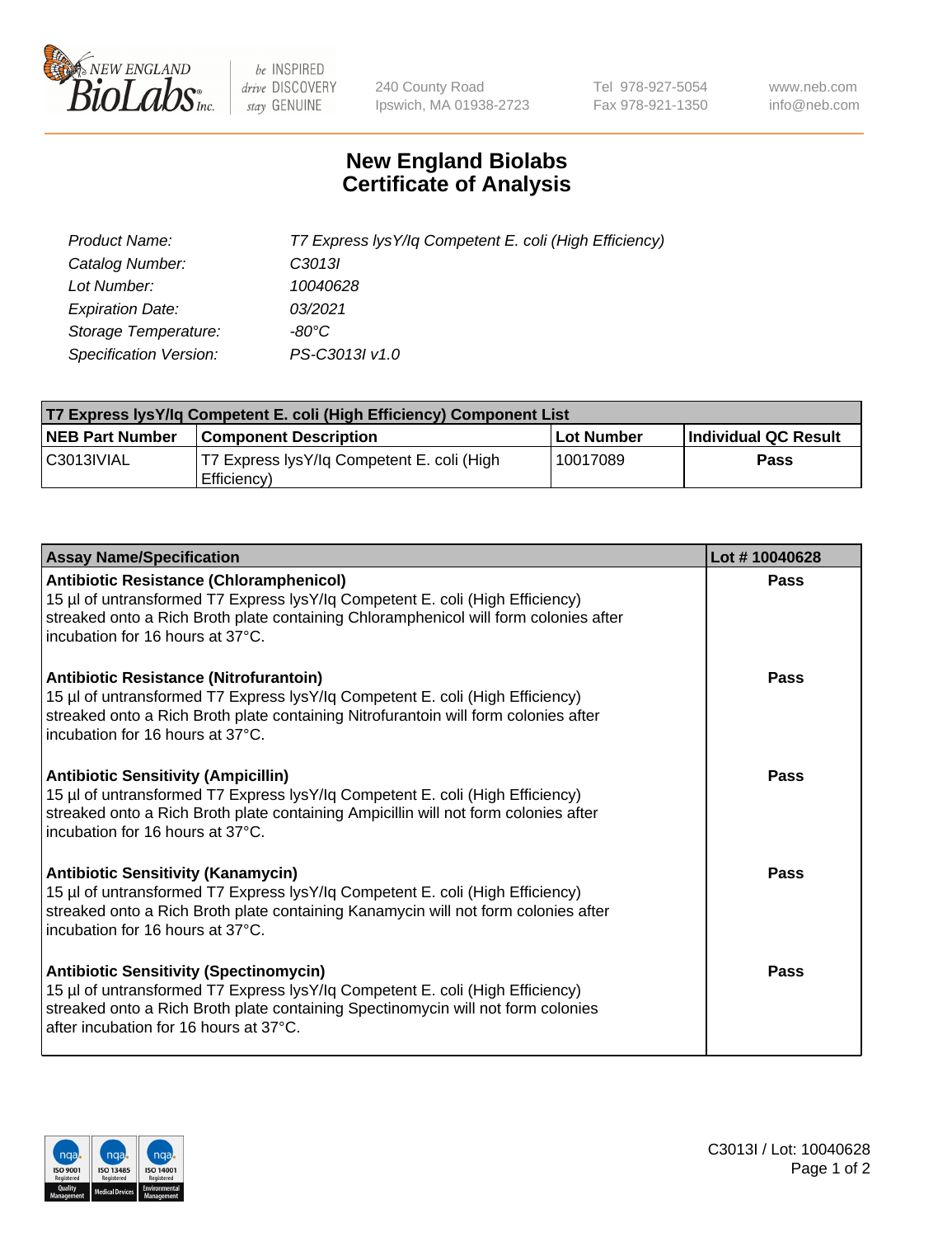# New England Biolabs Certificate of Analysis

| | |
|---|---|
| *Product Name:* | *T7 Express lysY/Iq Competent E. coli (High Efficiency)* |
| *Catalog Number:* | *C3013I* |
| *Lot Number:* | *10040628* |
| *Expiration Date:* | *03/2021* |
| *Storage Temperature:* | *-80°C* |
| *Specification Version:* | *PS-C3013I v1.0* |

| T7 Express lysY/Iq Competent E. coli (High Efficiency) Component List | | | |
|---|---|---|---|
| **NEB Part Number** | **Component Description** | **Lot Number** | **Individual QC Result** |
| C3013IVIAL | T7 Express lysY/Iq Competent E. coli (High Efficiency) | 10017089 | **Pass** |

| Assay Name/Specification | Lot # 10040628 |
|---|---|
| **Antibiotic Resistance (Chloramphenicol)**<br>15 µl of untransformed T7 Express lysY/Iq Competent E. coli (High Efficiency) streaked onto a Rich Broth plate containing Chloramphenicol will form colonies after incubation for 16 hours at 37°C. | **Pass** |
| **Antibiotic Resistance (Nitrofurantoin)**<br>15 µl of untransformed T7 Express lysY/Iq Competent E. coli (High Efficiency) streaked onto a Rich Broth plate containing Nitrofurantoin will form colonies after incubation for 16 hours at 37°C. | **Pass** |
| **Antibiotic Sensitivity (Ampicillin)**<br>15 µl of untransformed T7 Express lysY/Iq Competent E. coli (High Efficiency) streaked onto a Rich Broth plate containing Ampicillin will not form colonies after incubation for 16 hours at 37°C. | **Pass** |
| **Antibiotic Sensitivity (Kanamycin)**<br>15 µl of untransformed T7 Express lysY/Iq Competent E. coli (High Efficiency) streaked onto a Rich Broth plate containing Kanamycin will not form colonies after incubation for 16 hours at 37°C. | **Pass** |
| **Antibiotic Sensitivity (Spectinomycin)**<br>15 µl of untransformed T7 Express lysY/Iq Competent E. coli (High Efficiency) streaked onto a Rich Broth plate containing Spectinomycin will not form colonies after incubation for 16 hours at 37°C. | **Pass** |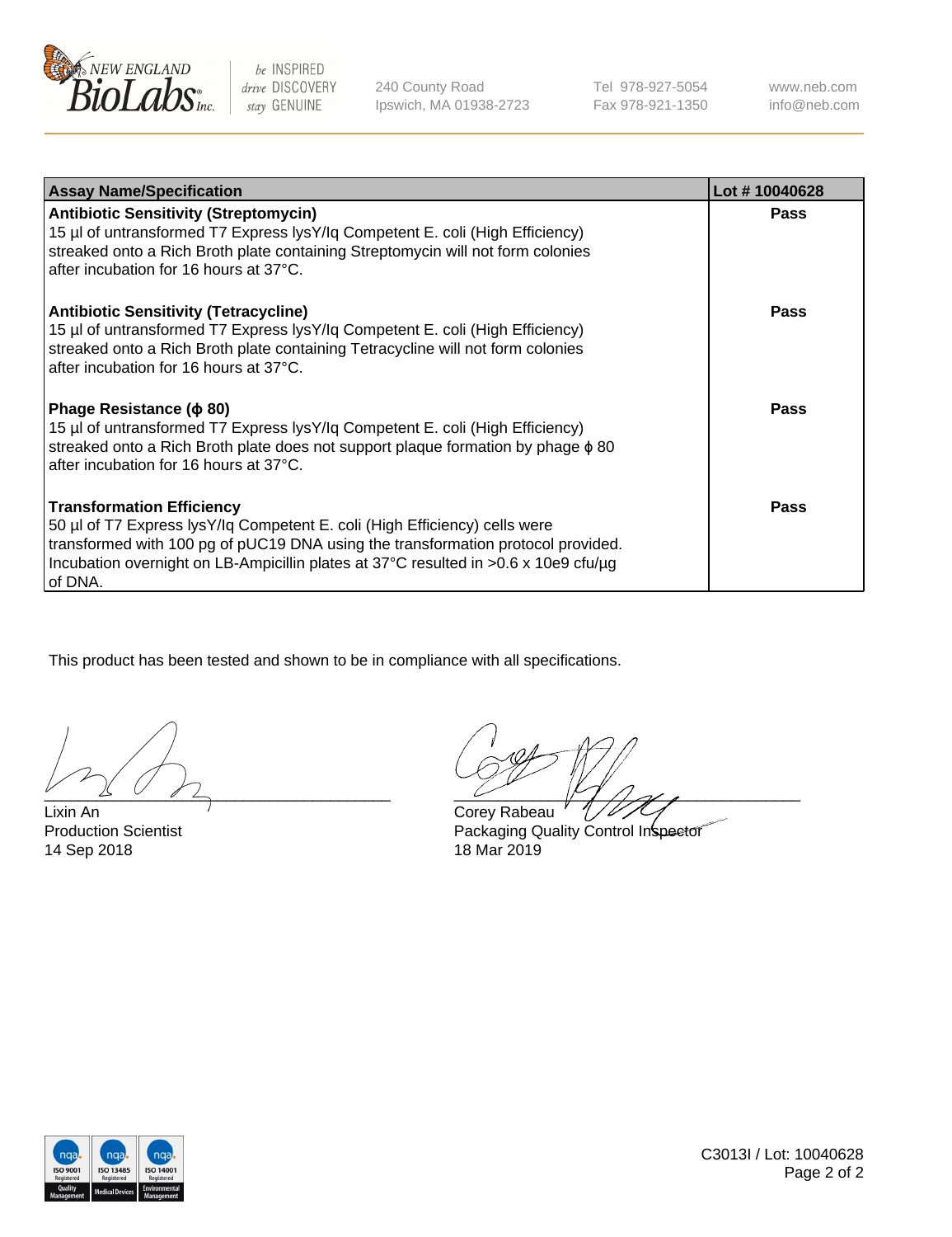240 County Road
Ipswich, MA 01938-2723

Tel 978-927-5054
Fax 978-921-1350

www.neb.com
info@neb.com

| Assay Name/Specification | Lot # 10040628 |
|---|---|
| **Antibiotic Sensitivity (Streptomycin)**<br>15 µl of untransformed T7 Express lysY/Iq Competent E. coli (High Efficiency) streaked onto a Rich Broth plate containing Streptomycin will not form colonies after incubation for 16 hours at 37°C. | **Pass** |
| **Antibiotic Sensitivity (Tetracycline)**<br>15 µl of untransformed T7 Express lysY/Iq Competent E. coli (High Efficiency) streaked onto a Rich Broth plate containing Tetracycline will not form colonies after incubation for 16 hours at 37°C. | **Pass** |
| **Phage Resistance (ϕ 80)**<br>15 µl of untransformed T7 Express lysY/Iq Competent E. coli (High Efficiency) streaked onto a Rich Broth plate does not support plaque formation by phage ϕ 80 after incubation for 16 hours at 37°C. | **Pass** |
| **Transformation Efficiency**<br>50 µl of T7 Express lysY/Iq Competent E. coli (High Efficiency) cells were transformed with 100 pg of pUC19 DNA using the transformation protocol provided. Incubation overnight on LB-Ampicillin plates at 37°C resulted in >0.6 x 10e9 cfu/µg of DNA. | **Pass** |

This product has been tested and shown to be in compliance with all specifications.

Lixin An
Production Scientist
14 Sep 2018

Corey Rabeau
Packaging Quality Control Inspector
18 Mar 2019

C3013I / Lot: 10040628